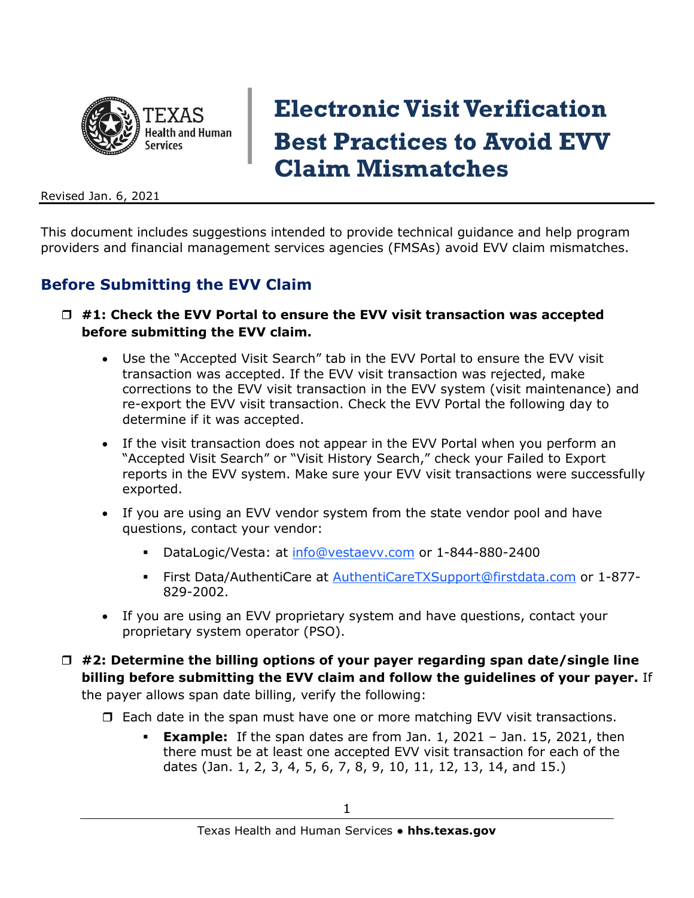# Electronic Visit Verification Best Practices to Avoid EVV Claim Mismatches

Revised Jan. 6, 2021

This document includes suggestions intended to provide technical guidance and help program providers and financial management services agencies (FMSAs) avoid EVV claim mismatches.

## Before Submitting the EVV Claim

- ❒ **#1: Check the EVV Portal to ensure the EVV visit transaction was accepted before submitting the EVV claim.**
  - Use the "Accepted Visit Search" tab in the EVV Portal to ensure the EVV visit transaction was accepted. If the EVV visit transaction was rejected, make corrections to the EVV visit transaction in the EVV system (visit maintenance) and re-export the EVV visit transaction. Check the EVV Portal the following day to determine if it was accepted.
  - If the visit transaction does not appear in the EVV Portal when you perform an "Accepted Visit Search" or "Visit History Search," check your Failed to Export reports in the EVV system. Make sure your EVV visit transactions were successfully exported.
  - If you are using an EVV vendor system from the state vendor pool and have questions, contact your vendor:
    - DataLogic/Vesta: at info@vestaevv.com or 1-844-880-2400
    - First Data/AuthentiCare at AuthentiCareTXSupport@firstdata.com or 1-877-829-2002.
  - If you are using an EVV proprietary system and have questions, contact your proprietary system operator (PSO).
- ❒ **#2: Determine the billing options of your payer regarding span date/single line billing before submitting the EVV claim and follow the guidelines of your payer.** If the payer allows span date billing, verify the following:
  - ❒ Each date in the span must have one or more matching EVV visit transactions.
    - **Example:** If the span dates are from Jan. 1, 2021 – Jan. 15, 2021, then there must be at least one accepted EVV visit transaction for each of the dates (Jan. 1, 2, 3, 4, 5, 6, 7, 8, 9, 10, 11, 12, 13, 14, and 15.)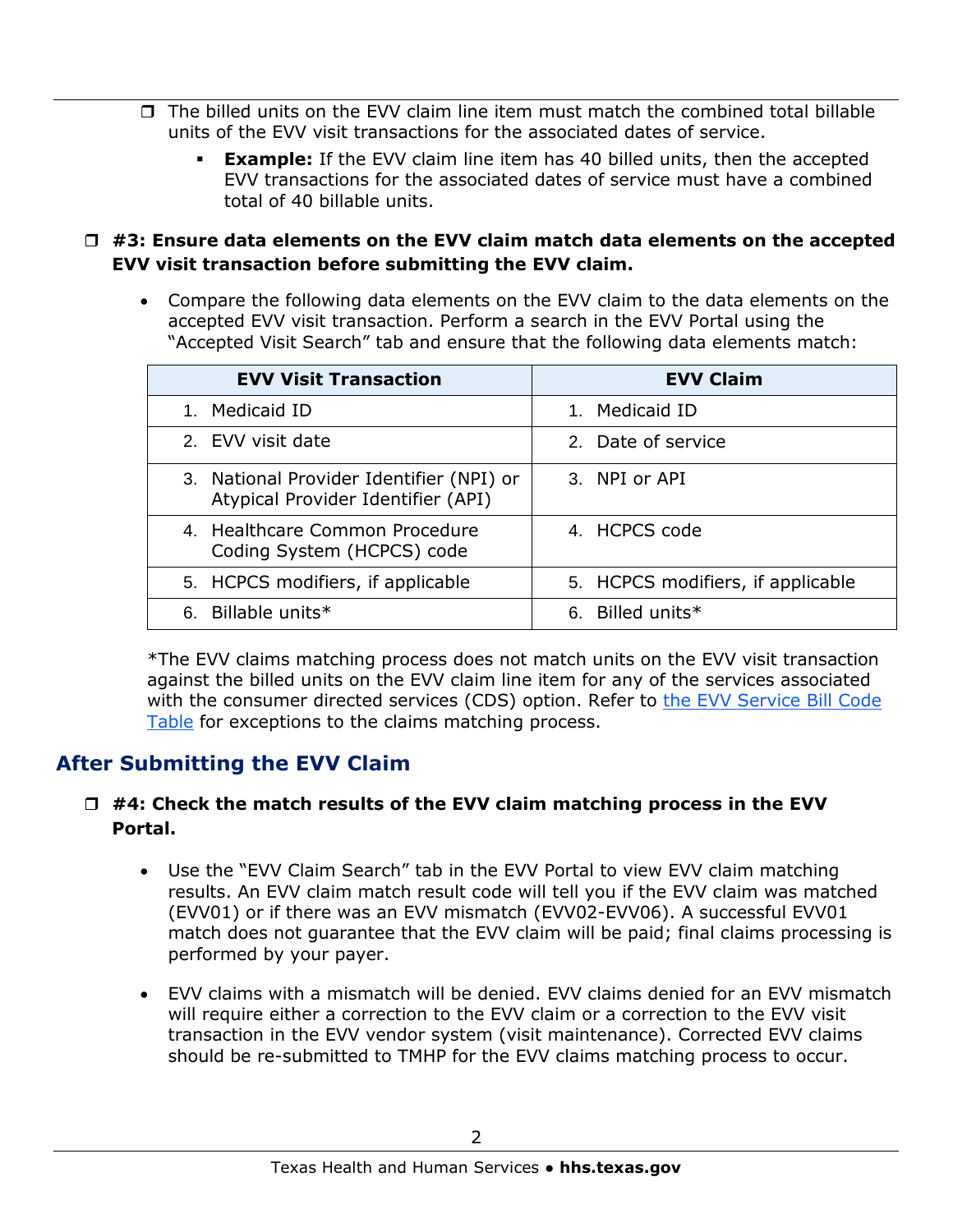- ☐ The billed units on the EVV claim line item must match the combined total billable units of the EVV visit transactions for the associated dates of service.
  - **Example:** If the EVV claim line item has 40 billed units, then the accepted EVV transactions for the associated dates of service must have a combined total of 40 billable units.

☐ **#3: Ensure data elements on the EVV claim match data elements on the accepted EVV visit transaction before submitting the EVV claim.**

- Compare the following data elements on the EVV claim to the data elements on the accepted EVV visit transaction. Perform a search in the EVV Portal using the “Accepted Visit Search” tab and ensure that the following data elements match:

| EVV Visit Transaction | EVV Claim |
|---|---|
| 1. Medicaid ID | 1. Medicaid ID |
| 2. EVV visit date | 2. Date of service |
| 3. National Provider Identifier (NPI) or Atypical Provider Identifier (API) | 3. NPI or API |
| 4. Healthcare Common Procedure Coding System (HCPCS) code | 4. HCPCS code |
| 5. HCPCS modifiers, if applicable | 5. HCPCS modifiers, if applicable |
| 6. Billable units* | 6. Billed units* |

*The EVV claims matching process does not match units on the EVV visit transaction against the billed units on the EVV claim line item for any of the services associated with the consumer directed services (CDS) option. Refer to the EVV Service Bill Code Table for exceptions to the claims matching process.

## After Submitting the EVV Claim

☐ **#4: Check the match results of the EVV claim matching process in the EVV Portal.**

- Use the “EVV Claim Search” tab in the EVV Portal to view EVV claim matching results. An EVV claim match result code will tell you if the EVV claim was matched (EVV01) or if there was an EVV mismatch (EVV02-EVV06). A successful EVV01 match does not guarantee that the EVV claim will be paid; final claims processing is performed by your payer.
- EVV claims with a mismatch will be denied. EVV claims denied for an EVV mismatch will require either a correction to the EVV claim or a correction to the EVV visit transaction in the EVV vendor system (visit maintenance). Corrected EVV claims should be re-submitted to TMHP for the EVV claims matching process to occur.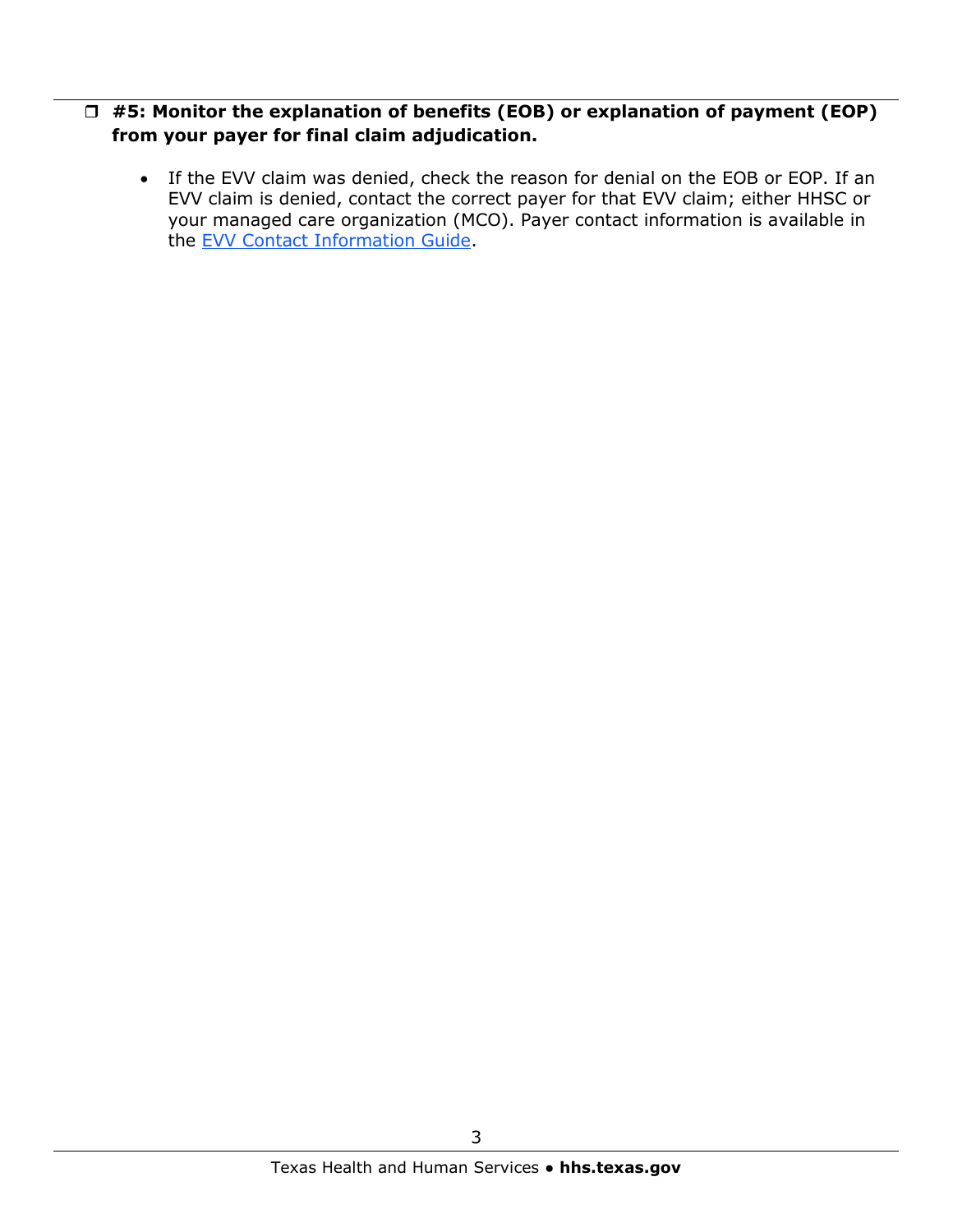- [ ] **#5: Monitor the explanation of benefits (EOB) or explanation of payment (EOP) from your payer for final claim adjudication.**

  - If the EVV claim was denied, check the reason for denial on the EOB or EOP. If an EVV claim is denied, contact the correct payer for that EVV claim; either HHSC or your managed care organization (MCO). Payer contact information is available in the EVV Contact Information Guide.